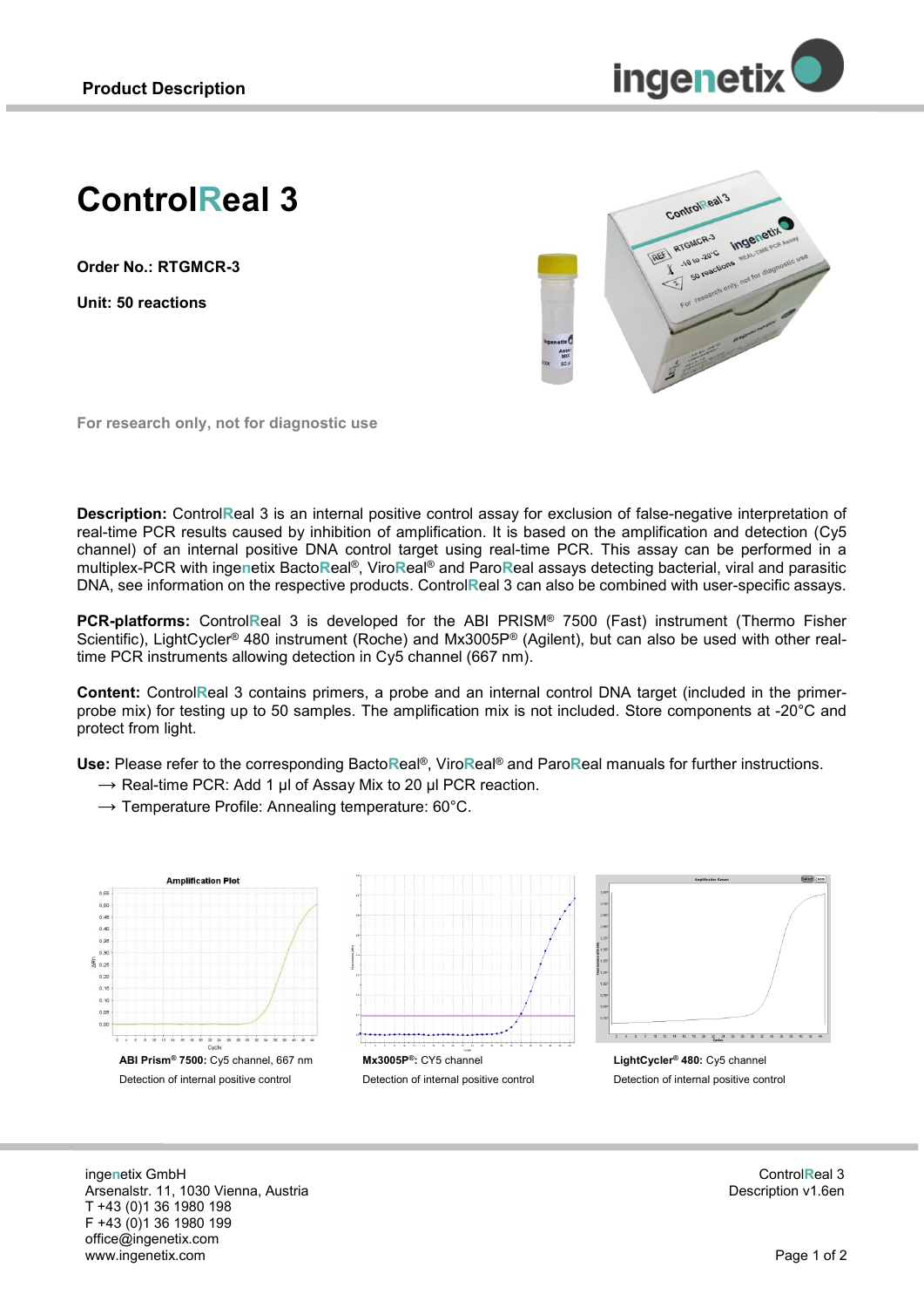# ControlReal 3

**Order No.: RTGMCR-3**

**Unit: 50 reactions**

For research only, not for diagnostic use

**Description:** ControlReal 3 is an internal positive control assay for exclusion of false-negative interpretation of real-time PCR results caused by inhibition of amplification. It is based on the amplification and detection (Cy5 channel) of an internal positive DNA control target using real-time PCR. This assay can be performed in a multiplex-PCR with ingenetix BactoReal®, ViroReal® and ParoReal assays detecting bacterial, viral and parasitic DNA, see information on the respective products. ControlReal 3 can also be combined with user-specific assays.

**PCR-platforms:** ControlReal 3 is developed for the ABI PRISM® 7500 (Fast) instrument (Thermo Fisher Scientific), LightCycler® 480 instrument (Roche) and Mx3005P® (Agilent), but can also be used with other real-time PCR instruments allowing detection in Cy5 channel (667 nm).

**Content:** ControlReal 3 contains primers, a probe and an internal control DNA target (included in the primer-probe mix) for testing up to 50 samples. The amplification mix is not included. Store components at -20°C and protect from light.

**Use:** Please refer to the corresponding BactoReal®, ViroReal® and ParoReal manuals for further instructions.

→ Real-time PCR: Add 1 µl of Assay Mix to 20 µl PCR reaction.

→ Temperature Profile: Annealing temperature: 60°C.

**ABI Prism® 7500:** Cy5 channel, 667 nm
Detection of internal positive control

**Mx3005P®:** CY5 channel
Detection of internal positive control

**LightCycler® 480:** Cy5 channel
Detection of internal positive control

ingenetix GmbH
Arsenalstr. 11, 1030 Vienna, Austria
T +43 (0)1 36 1980 198
F +43 (0)1 36 1980 199
office@ingenetix.com
www.ingenetix.com

ControlReal 3
Description v1.6en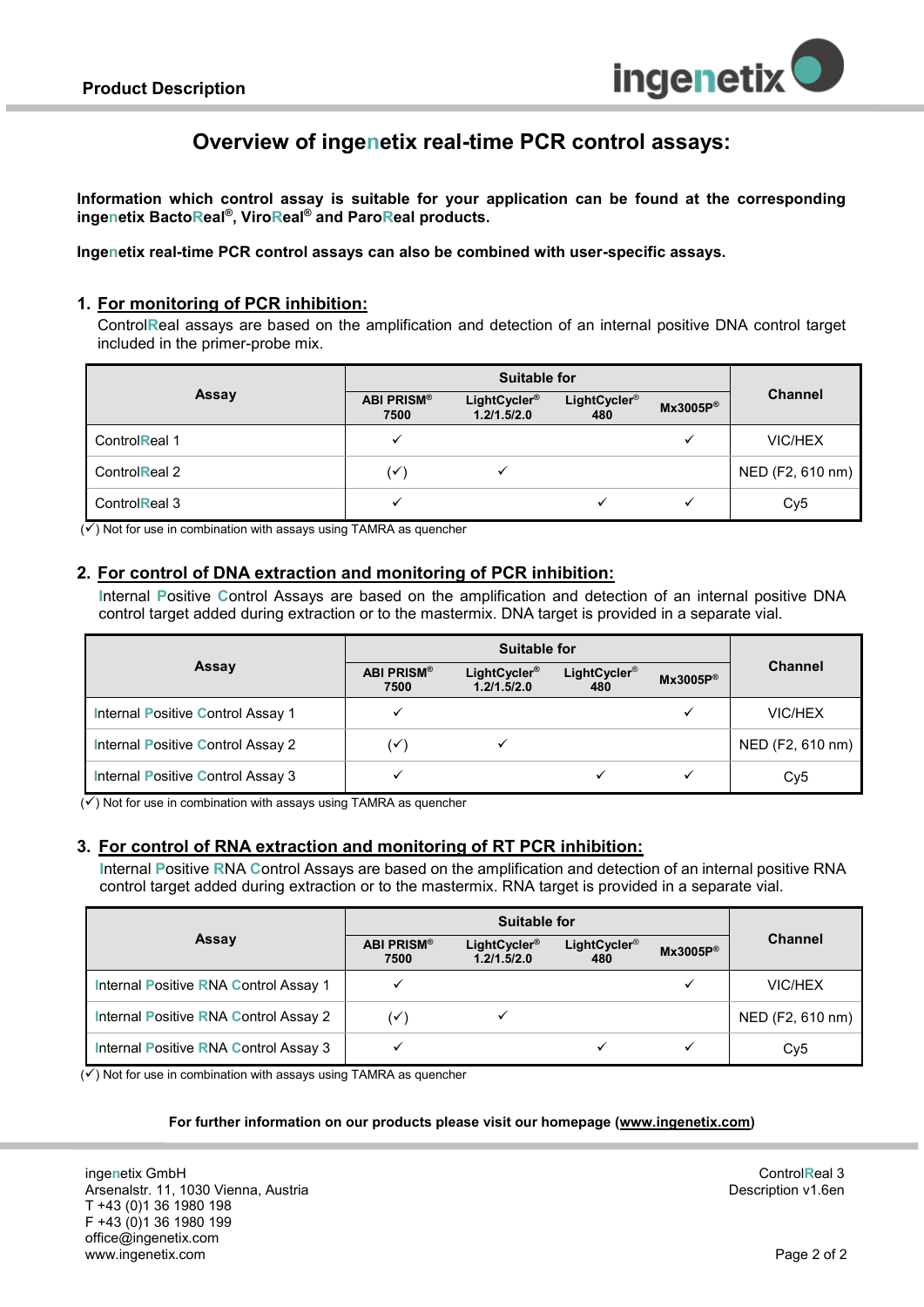Product Description

# Overview of ingenetix real-time PCR control assays:

**Information which control assay is suitable for your application can be found at the corresponding ingenetix BactoReal®, ViroReal® and ParoReal products.**

**Ingenetix real-time PCR control assays can also be combined with user-specific assays.**

## 1. For monitoring of PCR inhibition:

ControlReal assays are based on the amplification and detection of an internal positive DNA control target included in the primer-probe mix.

| Assay | Suitable for | | | | Channel |
|---|---|---|---|---|---|
| | ABI PRISM® 7500 | LightCycler® 1.2/1.5/2.0 | LightCycler® 480 | Mx3005P® | |
| ControlReal 1 | ✓ | | | ✓ | VIC/HEX |
| ControlReal 2 | (✓) | ✓ | | | NED (F2, 610 nm) |
| ControlReal 3 | ✓ | | ✓ | ✓ | Cy5 |

(✓) Not for use in combination with assays using TAMRA as quencher

## 2. For control of DNA extraction and monitoring of PCR inhibition:

Internal Positive Control Assays are based on the amplification and detection of an internal positive DNA control target added during extraction or to the mastermix. DNA target is provided in a separate vial.

| Assay | Suitable for | | | | Channel |
|---|---|---|---|---|---|
| | ABI PRISM® 7500 | LightCycler® 1.2/1.5/2.0 | LightCycler® 480 | Mx3005P® | |
| Internal Positive Control Assay 1 | ✓ | | | ✓ | VIC/HEX |
| Internal Positive Control Assay 2 | (✓) | ✓ | | | NED (F2, 610 nm) |
| Internal Positive Control Assay 3 | ✓ | | ✓ | ✓ | Cy5 |

(✓) Not for use in combination with assays using TAMRA as quencher

## 3. For control of RNA extraction and monitoring of RT PCR inhibition:

Internal Positive RNA Control Assays are based on the amplification and detection of an internal positive RNA control target added during extraction or to the mastermix. RNA target is provided in a separate vial.

| Assay | Suitable for | | | | Channel |
|---|---|---|---|---|---|
| | ABI PRISM® 7500 | LightCycler® 1.2/1.5/2.0 | LightCycler® 480 | Mx3005P® | |
| Internal Positive RNA Control Assay 1 | ✓ | | | ✓ | VIC/HEX |
| Internal Positive RNA Control Assay 2 | (✓) | ✓ | | | NED (F2, 610 nm) |
| Internal Positive RNA Control Assay 3 | ✓ | | ✓ | ✓ | Cy5 |

(✓) Not for use in combination with assays using TAMRA as quencher

**For further information on our products please visit our homepage (www.ingenetix.com)**

ingenetix GmbH
Arsenalstr. 11, 1030 Vienna, Austria
T +43 (0)1 36 1980 198
F +43 (0)1 36 1980 199
office@ingenetix.com
www.ingenetix.com

ControlReal 3
Description v1.6en